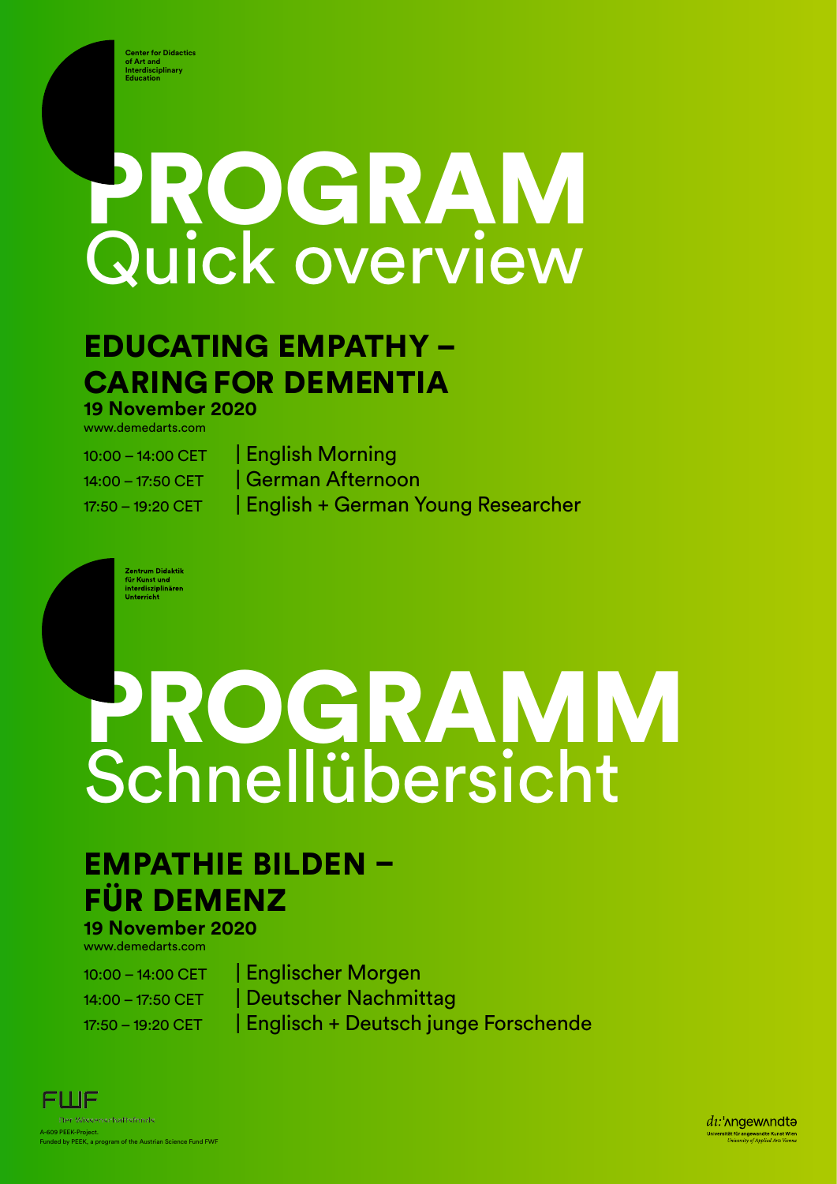Center for Didactics of Art and Interdisciplinary Education

# PROGRAM
## Quick overview

## EDUCATING EMPATHY – CARING FOR DEMENTIA

**19 November 2020**

www.demedarts.com

10:00 – 14:00 CET | English Morning
14:00 – 17:50 CET | German Afternoon
17:50 – 19:20 CET | English + German Young Researcher

Zentrum Didaktik für Kunst und interdisziplinären Unterricht

# PROGRAMM
## Schnellübersicht

## EMPATHIE BILDEN – FÜR DEMENZ

**19 November 2020**

www.demedarts.com

10:00 – 14:00 CET | Englischer Morgen
14:00 – 17:50 CET | Deutscher Nachmittag
17:50 – 19:20 CET | Englisch + Deutsch junge Forschende

FWF Der Wissenschaftsfonds.

A-609 PEEK-Project.
Funded by PEEK, a program of the Austrian Science Fund FWF

di:'ʌngewʌndtə
Universität für angewandte Kunst Wien
University of Applied Arts Vienna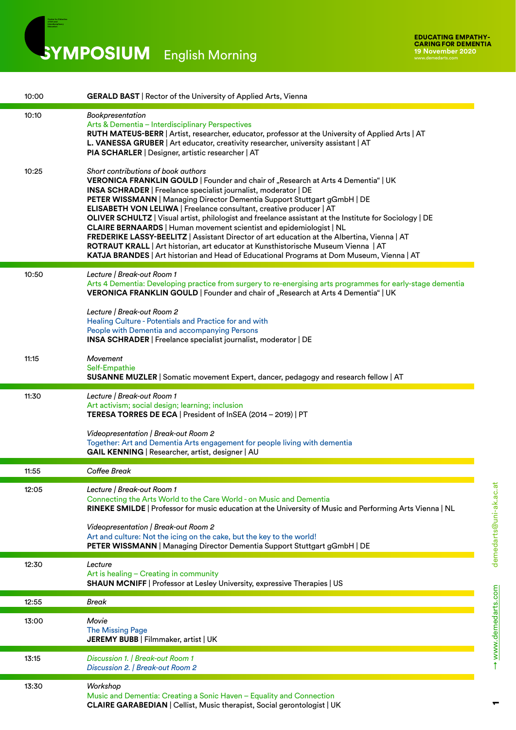# SYMPOSIUM English Morning

**EDUCATING EMPATHY-CARING FOR DEMENTIA**
**19 November 2020**
www.demedarts.com

| | |
|---|---|
| 10:00 | **GERALD BAST** \| Rector of the University of Applied Arts, Vienna |
| 10:10 | *Bookpresentation*<br>Arts & Dementia – Interdisciplinary Perspectives<br>**RUTH MATEUS-BERR** \| Artist, researcher, educator, professor at the University of Applied Arts \| AT<br>**L. VANESSA GRUBER** \| Art educator, creativity researcher, university assistant \| AT<br>**PIA SCHARLER** \| Designer, artistic researcher \| AT |
| 10:25 | *Short contributions of book authors*<br>**VERONICA FRANKLIN GOULD** \| Founder and chair of „Research at Arts 4 Dementia“ \| UK<br>**INSA SCHRADER** \| Freelance specialist journalist, moderator \| DE<br>**PETER WISSMANN** \| Managing Director Dementia Support Stuttgart gGmbH \| DE<br>**ELISABETH VON LELIWA** \| Freelance consultant, creative producer \| AT<br>**OLIVER SCHULTZ** \| Visual artist, philologist and freelance assistant at the Institute for Sociology \| DE<br>**CLAIRE BERNAARDS** \| Human movement scientist and epidemiologist \| NL<br>**FREDERIKE LASSY-BEELITZ** \| Assistant Director of art education at the Albertina, Vienna \| AT<br>**ROTRAUT KRALL** \| Art historian, art educator at Kunsthistorische Museum Vienna \| AT<br>**KATJA BRANDES** \| Art historian and Head of Educational Programs at Dom Museum, Vienna \| AT |
| 10:50 | *Lecture \| Break-out Room 1*<br>Arts 4 Dementia: Developing practice from surgery to re-energising arts programmes for early-stage dementia<br>**VERONICA FRANKLIN GOULD** \| Founder and chair of „Research at Arts 4 Dementia“ \| UK<br><br>*Lecture \| Break-out Room 2*<br>Healing Culture - Potentials and Practice for and with People with Dementia and accompanying Persons<br>**INSA SCHRADER** \| Freelance specialist journalist, moderator \| DE |
| 11:15 | *Movement*<br>Self-Empathie<br>**SUSANNE MUZLER** \| Somatic movement Expert, dancer, pedagogy and research fellow \| AT |
| 11:30 | *Lecture \| Break-out Room 1*<br>Art activism; social design; learning; inclusion<br>**TERESA TORRES DE ECA** \| President of InSEA (2014 – 2019) \| PT<br><br>*Videopresentation \| Break-out Room 2*<br>Together: Art and Dementia Arts engagement for people living with dementia<br>**GAIL KENNING** \| Researcher, artist, designer \| AU |
| 11:55 | *Coffee Break* |
| 12:05 | *Lecture \| Break-out Room 1*<br>Connecting the Arts World to the Care World - on Music and Dementia<br>**RINEKE SMILDE** \| Professor for music education at the University of Music and Performing Arts Vienna \| NL<br><br>*Videopresentation \| Break-out Room 2*<br>Art and culture: Not the icing on the cake, but the key to the world!<br>**PETER WISSMANN** \| Managing Director Dementia Support Stuttgart gGmbH \| DE |
| 12:30 | *Lecture*<br>Art is healing – Creating in community<br>**SHAUN MCNIFF** \| Professor at Lesley University, expressive Therapies \| US |
| 12:55 | *Break* |
| 13:00 | *Movie*<br>The Missing Page<br>**JEREMY BUBB** \| Filmmaker, artist \| UK |
| 13:15 | *Discussion 1. \| Break-out Room 1*<br>*Discussion 2. \| Break-out Room 2* |
| 13:30 | *Workshop*<br>Music and Dementia: Creating a Sonic Haven – Equality and Connection<br>**CLAIRE GARABEDIAN** \| Cellist, Music therapist, Social gerontologist \| UK |

→ www.demedarts.com demedarts@uni-ak.ac.at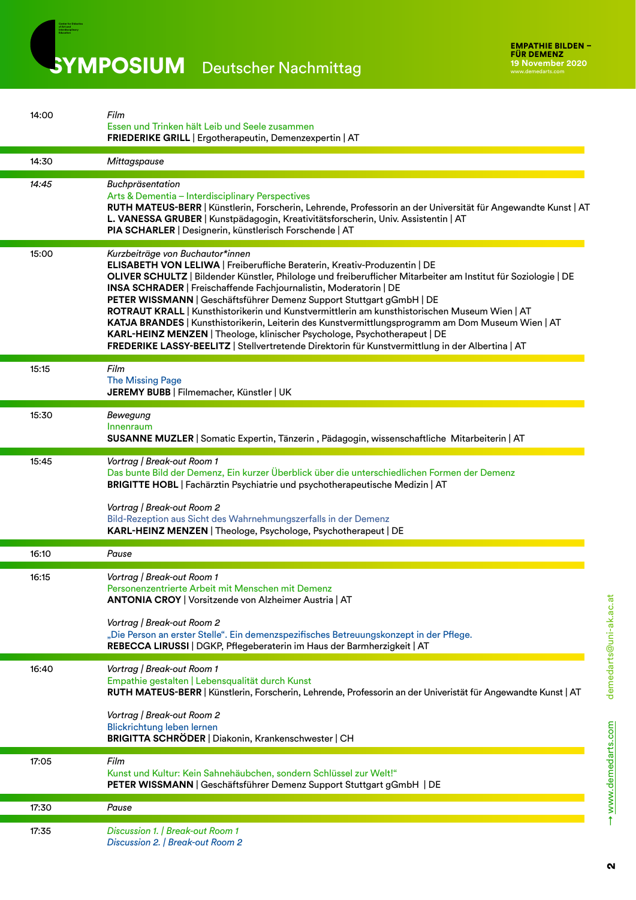# SYMPOSIUM Deutscher Nachmittag

**EMPATHIE BILDEN – FÜR DEMENZ**
**19 November 2020**
www.demedarts.com

| | |
|---|---|
| 14:00 | *Film*<br>Essen und Trinken hält Leib und Seele zusammen<br>**FRIEDERIKE GRILL** \| Ergotherapeutin, Demenzexpertin \| AT |
| 14:30 | *Mittagspause* |
| *14:45* | *Buchpräsentation*<br>Arts & Dementia – Interdisciplinary Perspectives<br>**RUTH MATEUS-BERR** \| Künstlerin, Forscherin, Lehrende, Professorin an der Universität für Angewandte Kunst \| AT<br>**L. VANESSA GRUBER** \| Kunstpädagogin, Kreativitätsforscherin, Univ. Assistentin \| AT<br>**PIA SCHARLER** \| Designerin, künstlerisch Forschende \| AT |
| 15:00 | *Kurzbeiträge von Buchautor\*innen*<br>**ELISABETH VON LELIWA** \| Freiberufliche Beraterin, Kreativ-Produzentin \| DE<br>**OLIVER SCHULTZ** \| Bildender Künstler, Philologe und freiberuflicher Mitarbeiter am Institut für Soziologie \| DE<br>**INSA SCHRADER** \| Freischaffende Fachjournalistin, Moderatorin \| DE<br>**PETER WISSMANN** \| Geschäftsführer Demenz Support Stuttgart gGmbH \| DE<br>**ROTRAUT KRALL** \| Kunsthistorikerin und Kunstvermittlerin am kunsthistorischen Museum Wien \| AT<br>**KATJA BRANDES** \| Kunsthistorikerin, Leiterin des Kunstvermittlungsprogramm am Dom Museum Wien \| AT<br>**KARL-HEINZ MENZEN** \| Theologe, klinischer Psychologe, Psychotherapeut \| DE<br>**FREDERIKE LASSY-BEELITZ** \| Stellvertretende Direktorin für Kunstvermittlung in der Albertina \| AT |
| 15:15 | *Film*<br>The Missing Page<br>**JEREMY BUBB** \| Filmemacher, Künstler \| UK |
| 15:30 | *Bewegung*<br>Innenraum<br>**SUSANNE MUZLER** \| Somatic Expertin, Tänzerin , Pädagogin, wissenschaftliche Mitarbeiterin \| AT |
| 15:45 | *Vortrag \| Break-out Room 1*<br>Das bunte Bild der Demenz, Ein kurzer Überblick über die unterschiedlichen Formen der Demenz<br>**BRIGITTE HOBL** \| Fachärztin Psychiatrie und psychotherapeutische Medizin \| AT<br><br>*Vortrag \| Break-out Room 2*<br>Bild-Rezeption aus Sicht des Wahrnehmungszerfalls in der Demenz<br>**KARL-HEINZ MENZEN** \| Theologe, Psychologe, Psychotherapeut \| DE |
| 16:10 | *Pause* |
| 16:15 | *Vortrag \| Break-out Room 1*<br>Personenzentrierte Arbeit mit Menschen mit Demenz<br>**ANTONIA CROY** \| Vorsitzende von Alzheimer Austria \| AT<br><br>*Vortrag \| Break-out Room 2*<br>„Die Person an erster Stelle". Ein demenzspezifisches Betreuungskonzept in der Pflege.<br>**REBECCA LIRUSSI** \| DGKP, Pflegeberaterin im Haus der Barmherzigkeit \| AT |
| 16:40 | *Vortrag \| Break-out Room 1*<br>Empathie gestalten \| Lebensqualität durch Kunst<br>**RUTH MATEUS-BERR** \| Künstlerin, Forscherin, Lehrende, Professorin an der Univeristät für Angewandte Kunst \| AT<br><br>*Vortrag \| Break-out Room 2*<br>Blickrichtung leben lernen<br>**BRIGITTA SCHRÖDER** \| Diakonin, Krankenschwester \| CH |
| 17:05 | *Film*<br>Kunst und Kultur: Kein Sahnehäubchen, sondern Schlüssel zur Welt!"<br>**PETER WISSMANN** \| Geschäftsführer Demenz Support Stuttgart gGmbH \| DE |
| 17:30 | *Pause* |
| 17:35 | *Discussion 1. \| Break-out Room 1*<br>*Discussion 2. \| Break-out Room 2* |

→ www.demedarts.com demedarts@uni-ak.ac.at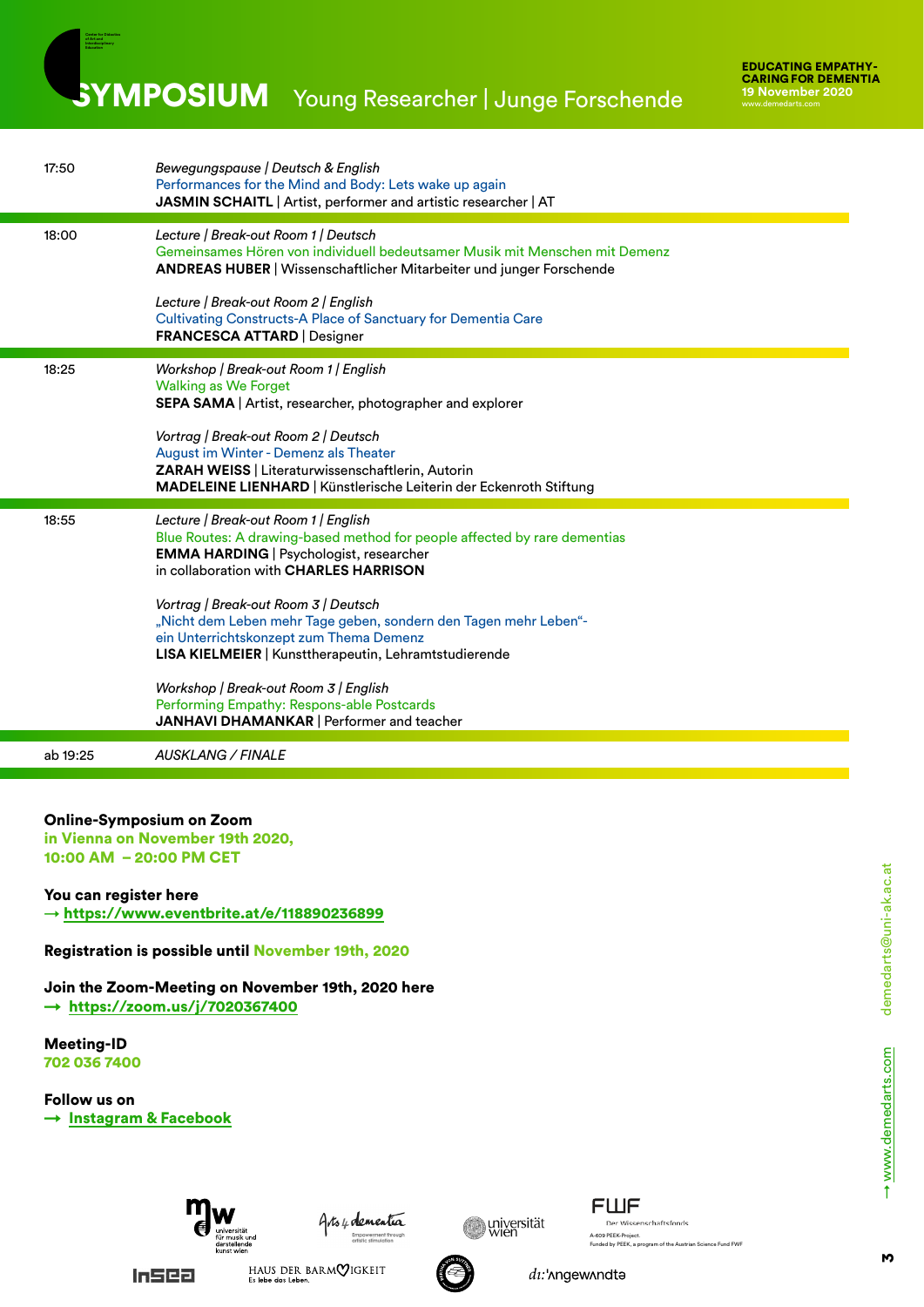# SYMPOSIUM Young Researcher | Junge Forschende

**EDUCATING EMPATHY-CARING FOR DEMENTIA**
**19 November 2020**
www.demedarts.com

| | |
|---|---|
| 17:50 | *Bewegungspause \| Deutsch & English*<br>Performances for the Mind and Body: Lets wake up again<br>**JASMIN SCHAITL** \| Artist, performer and artistic researcher \| AT |
| 18:00 | *Lecture \| Break-out Room 1 \| Deutsch*<br>Gemeinsames Hören von individuell bedeutsamer Musik mit Menschen mit Demenz<br>**ANDREAS HUBER** \| Wissenschaftlicher Mitarbeiter und junger Forschende<br><br>*Lecture \| Break-out Room 2 \| English*<br>Cultivating Constructs-A Place of Sanctuary for Dementia Care<br>**FRANCESCA ATTARD** \| Designer |
| 18:25 | *Workshop \| Break-out Room 1 \| English*<br>Walking as We Forget<br>**SEPA SAMA** \| Artist, researcher, photographer and explorer<br><br>*Vortrag \| Break-out Room 2 \| Deutsch*<br>August im Winter - Demenz als Theater<br>**ZARAH WEISS** \| Literaturwissenschaftlerin, Autorin<br>**MADELEINE LIENHARD** \| Künstlerische Leiterin der Eckenroth Stiftung |
| 18:55 | *Lecture \| Break-out Room 1 \| English*<br>Blue Routes: A drawing-based method for people affected by rare dementias<br>**EMMA HARDING** \| Psychologist, researcher<br>in collaboration with **CHARLES HARRISON**<br><br>*Vortrag \| Break-out Room 3 \| Deutsch*<br>„Nicht dem Leben mehr Tage geben, sondern den Tagen mehr Leben"-<br>ein Unterrichtskonzept zum Thema Demenz<br>**LISA KIELMEIER** \| Kunsttherapeutin, Lehramtstudierende<br><br>*Workshop \| Break-out Room 3 \| English*<br>Performing Empathy: Respons-able Postcards<br>**JANHAVI DHAMANKAR** \| Performer and teacher |
| ab 19:25 | *AUSKLANG / FINALE* |

**Online-Symposium on Zoom**
**in Vienna on November 19th 2020,**
**10:00 AM – 20:00 PM CET**

**You can register here**
→ **https://www.eventbrite.at/e/118890236899**

**Registration is possible until November 19th, 2020**

**Join the Zoom-Meeting on November 19th, 2020 here**
→ **https://zoom.us/j/7020367400**

**Meeting-ID**
**702 036 7400**

**Follow us on**
→ **Instagram & Facebook**

demedarts@uni-ak.ac.at
→ www.demedarts.com

universität für musik und darstellende kunst wien · Arts 4 dementia · universität wien · FWF Der Wissenschaftsfonds · A-609 PEEK-Project. Funded by PEEK, a program of the Austrian Science Fund FWF · InSEA · HAUS DER BARMHERZIGKEIT Es lebe das Leben. · di:'angewandte